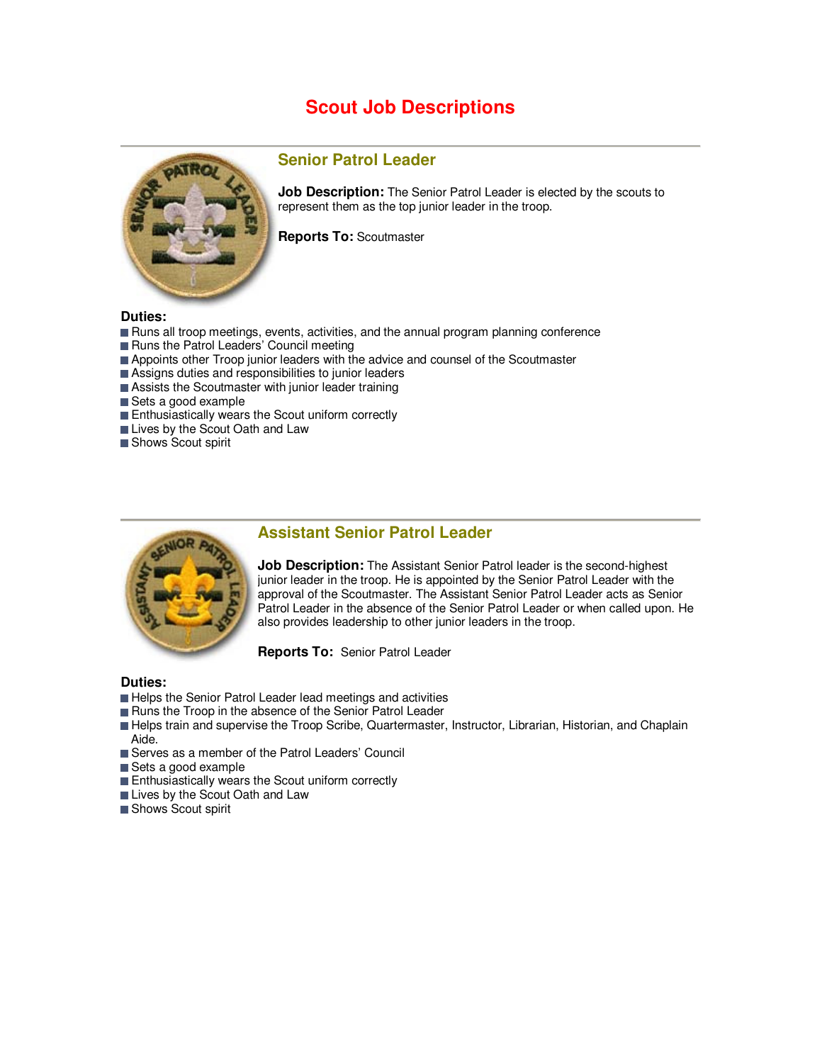# Scout Job Descriptions

## Senior Patrol Leader

**Job Description:** The Senior Patrol Leader is elected by the scouts to represent them as the top junior leader in the troop.

**Reports To:** Scoutmaster

**Duties:**

- Runs all troop meetings, events, activities, and the annual program planning conference
- Runs the Patrol Leaders' Council meeting
- Appoints other Troop junior leaders with the advice and counsel of the Scoutmaster
- Assigns duties and responsibilities to junior leaders
- Assists the Scoutmaster with junior leader training
- Sets a good example
- Enthusiastically wears the Scout uniform correctly
- Lives by the Scout Oath and Law
- Shows Scout spirit

## Assistant Senior Patrol Leader

**Job Description:** The Assistant Senior Patrol leader is the second-highest junior leader in the troop. He is appointed by the Senior Patrol Leader with the approval of the Scoutmaster. The Assistant Senior Patrol Leader acts as Senior Patrol Leader in the absence of the Senior Patrol Leader or when called upon. He also provides leadership to other junior leaders in the troop.

**Reports To:** Senior Patrol Leader

**Duties:**

- Helps the Senior Patrol Leader lead meetings and activities
- Runs the Troop in the absence of the Senior Patrol Leader
- Helps train and supervise the Troop Scribe, Quartermaster, Instructor, Librarian, Historian, and Chaplain Aide.
- Serves as a member of the Patrol Leaders' Council
- Sets a good example
- Enthusiastically wears the Scout uniform correctly
- Lives by the Scout Oath and Law
- Shows Scout spirit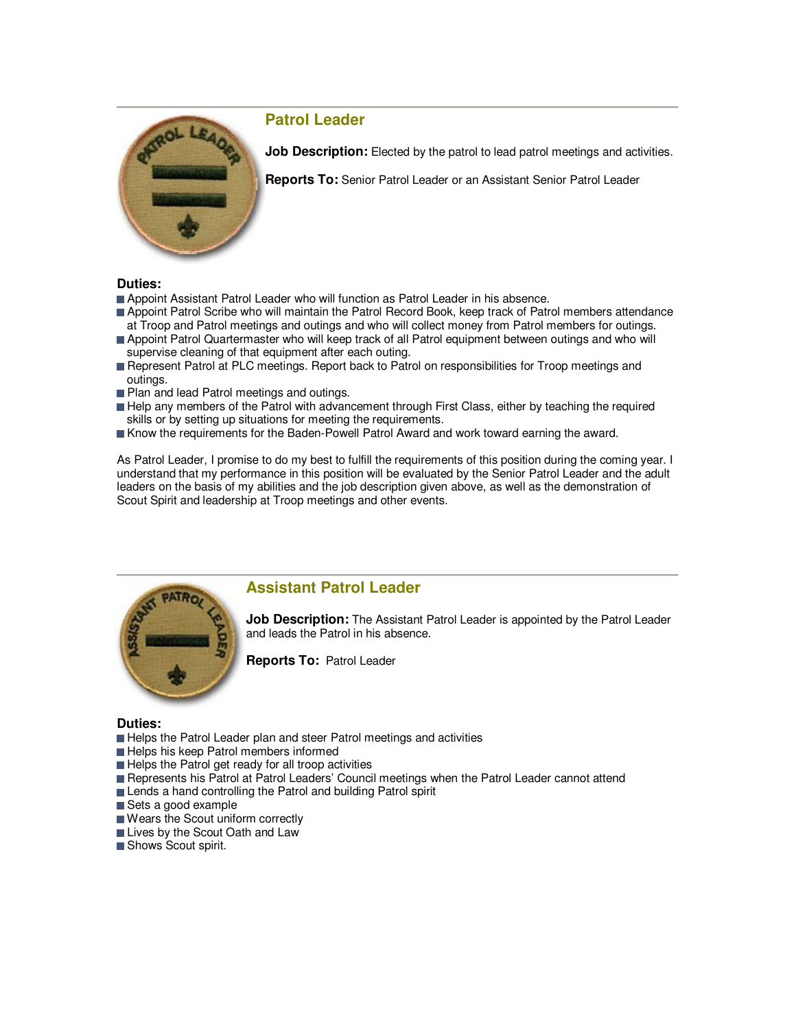## Patrol Leader

**Job Description:** Elected by the patrol to lead patrol meetings and activities.

**Reports To:** Senior Patrol Leader or an Assistant Senior Patrol Leader

**Duties:**

- Appoint Assistant Patrol Leader who will function as Patrol Leader in his absence.
- Appoint Patrol Scribe who will maintain the Patrol Record Book, keep track of Patrol members attendance at Troop and Patrol meetings and outings and who will collect money from Patrol members for outings.
- Appoint Patrol Quartermaster who will keep track of all Patrol equipment between outings and who will supervise cleaning of that equipment after each outing.
- Represent Patrol at PLC meetings. Report back to Patrol on responsibilities for Troop meetings and outings.
- Plan and lead Patrol meetings and outings.
- Help any members of the Patrol with advancement through First Class, either by teaching the required skills or by setting up situations for meeting the requirements.
- Know the requirements for the Baden-Powell Patrol Award and work toward earning the award.

As Patrol Leader, I promise to do my best to fulfill the requirements of this position during the coming year. I understand that my performance in this position will be evaluated by the Senior Patrol Leader and the adult leaders on the basis of my abilities and the job description given above, as well as the demonstration of Scout Spirit and leadership at Troop meetings and other events.

## Assistant Patrol Leader

**Job Description:** The Assistant Patrol Leader is appointed by the Patrol Leader and leads the Patrol in his absence.

**Reports To:** Patrol Leader

**Duties:**

- Helps the Patrol Leader plan and steer Patrol meetings and activities
- Helps his keep Patrol members informed
- Helps the Patrol get ready for all troop activities
- Represents his Patrol at Patrol Leaders' Council meetings when the Patrol Leader cannot attend
- Lends a hand controlling the Patrol and building Patrol spirit
- Sets a good example
- Wears the Scout uniform correctly
- Lives by the Scout Oath and Law
- Shows Scout spirit.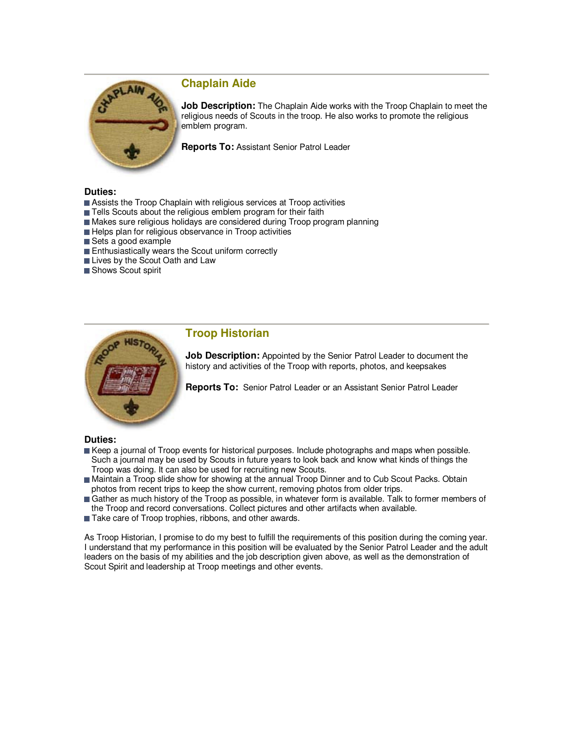## Chaplain Aide

**Job Description:** The Chaplain Aide works with the Troop Chaplain to meet the religious needs of Scouts in the troop. He also works to promote the religious emblem program.

**Reports To:** Assistant Senior Patrol Leader

**Duties:**

- Assists the Troop Chaplain with religious services at Troop activities
- Tells Scouts about the religious emblem program for their faith
- Makes sure religious holidays are considered during Troop program planning
- Helps plan for religious observance in Troop activities
- Sets a good example
- Enthusiastically wears the Scout uniform correctly
- Lives by the Scout Oath and Law
- Shows Scout spirit

## Troop Historian

**Job Description:** Appointed by the Senior Patrol Leader to document the history and activities of the Troop with reports, photos, and keepsakes

**Reports To:** Senior Patrol Leader or an Assistant Senior Patrol Leader

**Duties:**

- Keep a journal of Troop events for historical purposes. Include photographs and maps when possible. Such a journal may be used by Scouts in future years to look back and know what kinds of things the Troop was doing. It can also be used for recruiting new Scouts.
- Maintain a Troop slide show for showing at the annual Troop Dinner and to Cub Scout Packs. Obtain photos from recent trips to keep the show current, removing photos from older trips.
- Gather as much history of the Troop as possible, in whatever form is available. Talk to former members of the Troop and record conversations. Collect pictures and other artifacts when available.
- Take care of Troop trophies, ribbons, and other awards.

As Troop Historian, I promise to do my best to fulfill the requirements of this position during the coming year. I understand that my performance in this position will be evaluated by the Senior Patrol Leader and the adult leaders on the basis of my abilities and the job description given above, as well as the demonstration of Scout Spirit and leadership at Troop meetings and other events.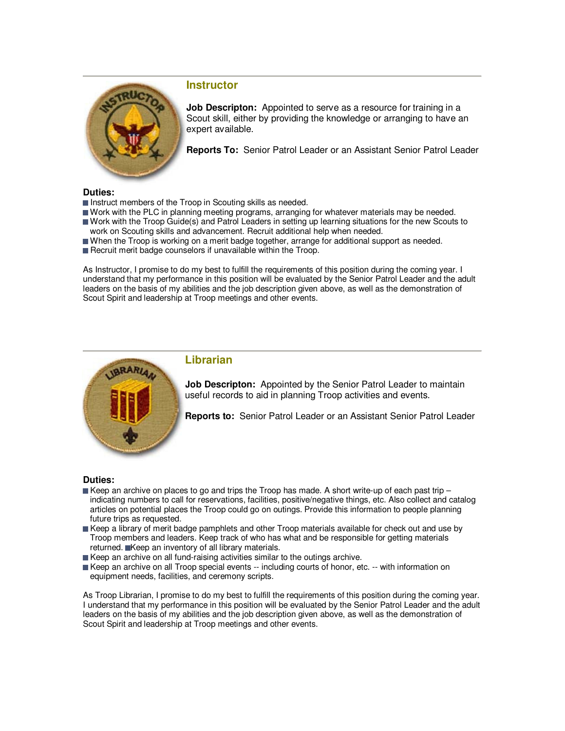## Instructor

**Job Descripton:** Appointed to serve as a resource for training in a Scout skill, either by providing the knowledge or arranging to have an expert available.

**Reports To:** Senior Patrol Leader or an Assistant Senior Patrol Leader

**Duties:**

- Instruct members of the Troop in Scouting skills as needed.
- Work with the PLC in planning meeting programs, arranging for whatever materials may be needed.
- Work with the Troop Guide(s) and Patrol Leaders in setting up learning situations for the new Scouts to work on Scouting skills and advancement. Recruit additional help when needed.
- When the Troop is working on a merit badge together, arrange for additional support as needed.
- Recruit merit badge counselors if unavailable within the Troop.

As Instructor, I promise to do my best to fulfill the requirements of this position during the coming year. I understand that my performance in this position will be evaluated by the Senior Patrol Leader and the adult leaders on the basis of my abilities and the job description given above, as well as the demonstration of Scout Spirit and leadership at Troop meetings and other events.

## Librarian

**Job Descripton:** Appointed by the Senior Patrol Leader to maintain useful records to aid in planning Troop activities and events.

**Reports to:** Senior Patrol Leader or an Assistant Senior Patrol Leader

**Duties:**

- Keep an archive on places to go and trips the Troop has made. A short write-up of each past trip – indicating numbers to call for reservations, facilities, positive/negative things, etc. Also collect and catalog articles on potential places the Troop could go on outings. Provide this information to people planning future trips as requested.
- Keep a library of merit badge pamphlets and other Troop materials available for check out and use by Troop members and leaders. Keep track of who has what and be responsible for getting materials returned.
- Keep an inventory of all library materials.
- Keep an archive on all fund-raising activities similar to the outings archive.
- Keep an archive on all Troop special events -- including courts of honor, etc. -- with information on equipment needs, facilities, and ceremony scripts.

As Troop Librarian, I promise to do my best to fulfill the requirements of this position during the coming year. I understand that my performance in this position will be evaluated by the Senior Patrol Leader and the adult leaders on the basis of my abilities and the job description given above, as well as the demonstration of Scout Spirit and leadership at Troop meetings and other events.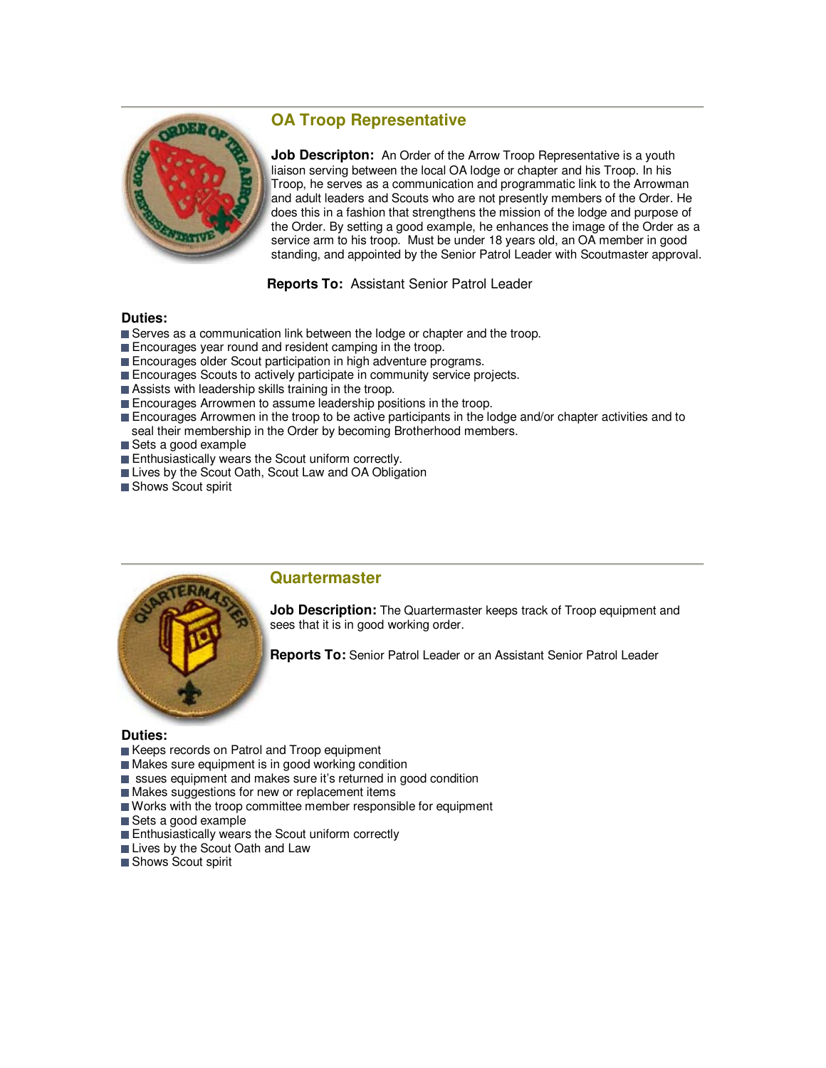## OA Troop Representative

**Job Descripton:** An Order of the Arrow Troop Representative is a youth liaison serving between the local OA lodge or chapter and his Troop. In his Troop, he serves as a communication and programmatic link to the Arrowman and adult leaders and Scouts who are not presently members of the Order. He does this in a fashion that strengthens the mission of the lodge and purpose of the Order. By setting a good example, he enhances the image of the Order as a service arm to his troop. Must be under 18 years old, an OA member in good standing, and appointed by the Senior Patrol Leader with Scoutmaster approval.

**Reports To:** Assistant Senior Patrol Leader

**Duties:**

- Serves as a communication link between the lodge or chapter and the troop.
- Encourages year round and resident camping in the troop.
- Encourages older Scout participation in high adventure programs.
- Encourages Scouts to actively participate in community service projects.
- Assists with leadership skills training in the troop.
- Encourages Arrowmen to assume leadership positions in the troop.
- Encourages Arrowmen in the troop to be active participants in the lodge and/or chapter activities and to seal their membership in the Order by becoming Brotherhood members.
- Sets a good example
- Enthusiastically wears the Scout uniform correctly.
- Lives by the Scout Oath, Scout Law and OA Obligation
- Shows Scout spirit

## Quartermaster

**Job Description:** The Quartermaster keeps track of Troop equipment and sees that it is in good working order.

**Reports To:** Senior Patrol Leader or an Assistant Senior Patrol Leader

**Duties:**

- Keeps records on Patrol and Troop equipment
- Makes sure equipment is in good working condition
- ssues equipment and makes sure it's returned in good condition
- Makes suggestions for new or replacement items
- Works with the troop committee member responsible for equipment
- Sets a good example
- Enthusiastically wears the Scout uniform correctly
- Lives by the Scout Oath and Law
- Shows Scout spirit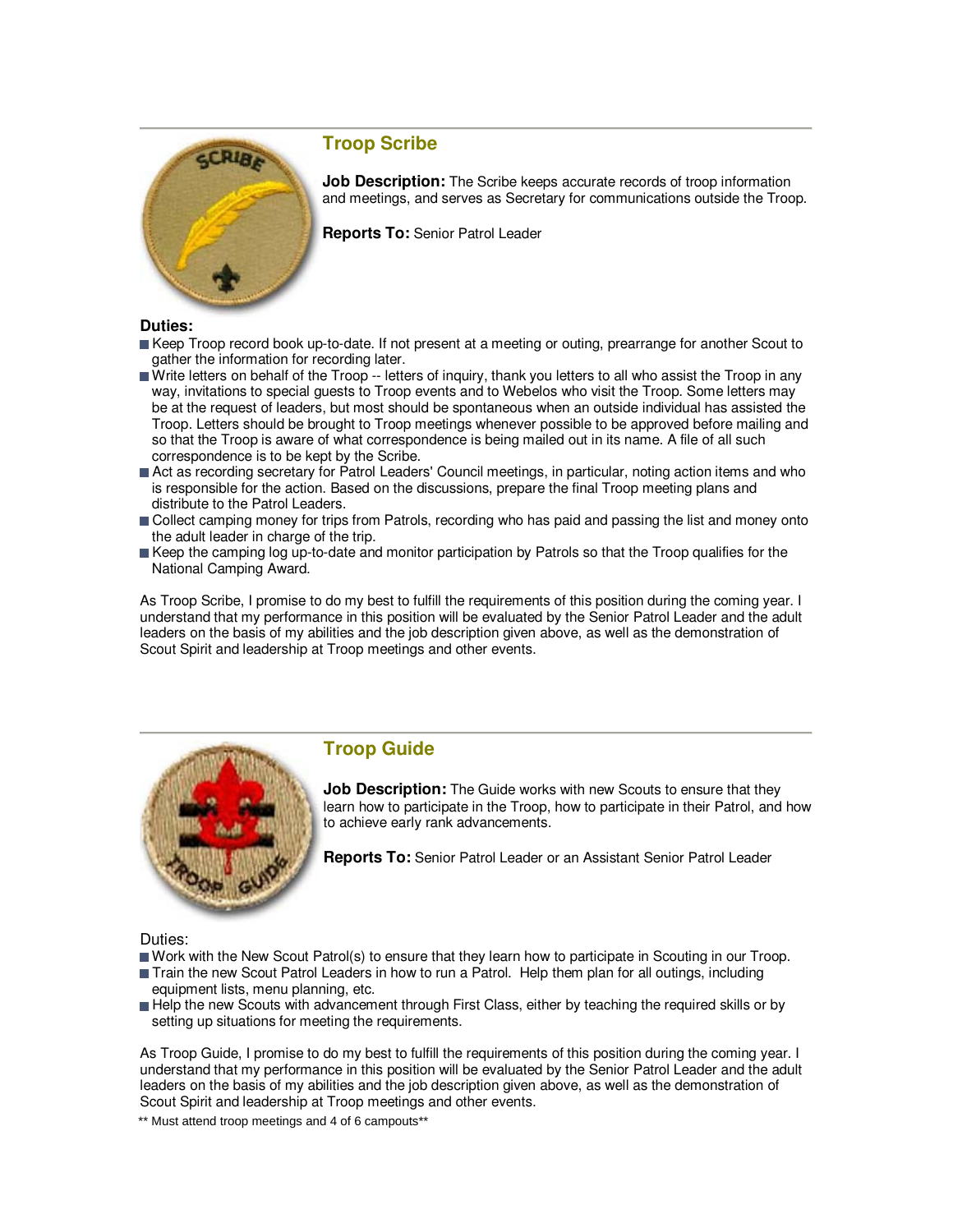## Troop Scribe

**Job Description:** The Scribe keeps accurate records of troop information and meetings, and serves as Secretary for communications outside the Troop.

**Reports To:** Senior Patrol Leader

**Duties:**

- Keep Troop record book up-to-date. If not present at a meeting or outing, prearrange for another Scout to gather the information for recording later.
- Write letters on behalf of the Troop -- letters of inquiry, thank you letters to all who assist the Troop in any way, invitations to special guests to Troop events and to Webelos who visit the Troop. Some letters may be at the request of leaders, but most should be spontaneous when an outside individual has assisted the Troop. Letters should be brought to Troop meetings whenever possible to be approved before mailing and so that the Troop is aware of what correspondence is being mailed out in its name. A file of all such correspondence is to be kept by the Scribe.
- Act as recording secretary for Patrol Leaders' Council meetings, in particular, noting action items and who is responsible for the action. Based on the discussions, prepare the final Troop meeting plans and distribute to the Patrol Leaders.
- Collect camping money for trips from Patrols, recording who has paid and passing the list and money onto the adult leader in charge of the trip.
- Keep the camping log up-to-date and monitor participation by Patrols so that the Troop qualifies for the National Camping Award.

As Troop Scribe, I promise to do my best to fulfill the requirements of this position during the coming year. I understand that my performance in this position will be evaluated by the Senior Patrol Leader and the adult leaders on the basis of my abilities and the job description given above, as well as the demonstration of Scout Spirit and leadership at Troop meetings and other events.

## Troop Guide

**Job Description:** The Guide works with new Scouts to ensure that they learn how to participate in the Troop, how to participate in their Patrol, and how to achieve early rank advancements.

**Reports To:** Senior Patrol Leader or an Assistant Senior Patrol Leader

Duties:

- Work with the New Scout Patrol(s) to ensure that they learn how to participate in Scouting in our Troop.
- Train the new Scout Patrol Leaders in how to run a Patrol. Help them plan for all outings, including equipment lists, menu planning, etc.
- Help the new Scouts with advancement through First Class, either by teaching the required skills or by setting up situations for meeting the requirements.

As Troop Guide, I promise to do my best to fulfill the requirements of this position during the coming year. I understand that my performance in this position will be evaluated by the Senior Patrol Leader and the adult leaders on the basis of my abilities and the job description given above, as well as the demonstration of Scout Spirit and leadership at Troop meetings and other events.

** Must attend troop meetings and 4 of 6 campouts**